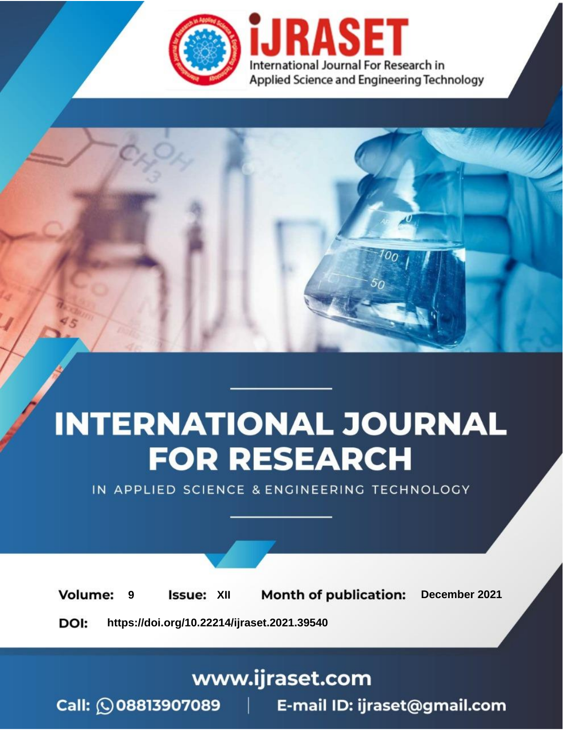iJRASET

International Journal For Research in Applied Science and Engineering Technology

# INTERNATIONAL JOURNAL FOR RESEARCH

IN APPLIED SCIENCE & ENGINEERING TECHNOLOGY

**Volume:** 9 **Issue:** XII **Month of publication:** December 2021

**DOI:** https://doi.org/10.22214/ijraset.2021.39540

www.ijraset.com

Call: 08813907089 | E-mail ID: ijraset@gmail.com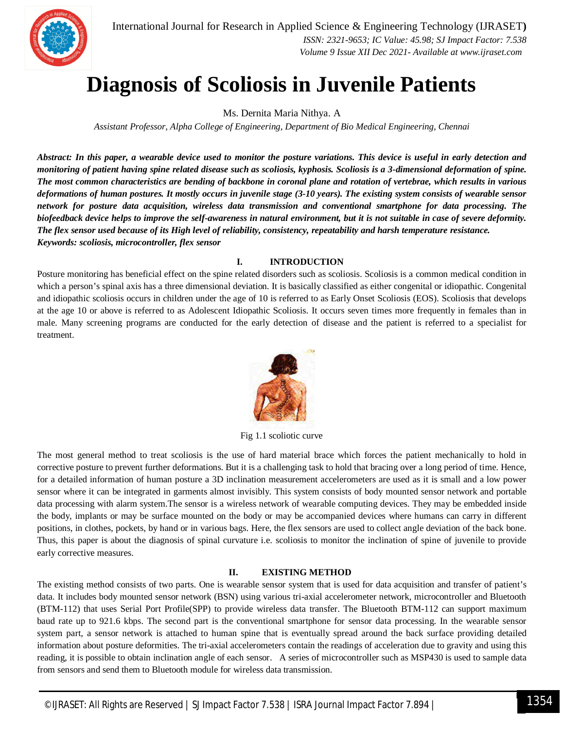# Diagnosis of Scoliosis in Juvenile Patients

Ms. Dernita Maria Nithya. A

*Assistant Professor, Alpha College of Engineering, Department of Bio Medical Engineering, Chennai*

***Abstract:** In this paper, a wearable device used to monitor the posture variations. This device is useful in early detection and monitoring of patient having spine related disease such as scoliosis, kyphosis. Scoliosis is a 3-dimensional deformation of spine. The most common characteristics are bending of backbone in coronal plane and rotation of vertebrae, which results in various deformations of human postures. It mostly occurs in juvenile stage (3-10 years). The existing system consists of wearable sensor network for posture data acquisition, wireless data transmission and conventional smartphone for data processing. The biofeedback device helps to improve the self-awareness in natural environment, but it is not suitable in case of severe deformity. The flex sensor used because of its High level of reliability, consistency, repeatability and harsh temperature resistance.*

***Keywords:** scoliosis, microcontroller, flex sensor*

## I. INTRODUCTION

Posture monitoring has beneficial effect on the spine related disorders such as scoliosis. Scoliosis is a common medical condition in which a person's spinal axis has a three dimensional deviation. It is basically classified as either congenital or idiopathic. Congenital and idiopathic scoliosis occurs in children under the age of 10 is referred to as Early Onset Scoliosis (EOS). Scoliosis that develops at the age 10 or above is referred to as Adolescent Idiopathic Scoliosis. It occurs seven times more frequently in females than in male. Many screening programs are conducted for the early detection of disease and the patient is referred to a specialist for treatment.

Fig 1.1 scoliotic curve

The most general method to treat scoliosis is the use of hard material brace which forces the patient mechanically to hold in corrective posture to prevent further deformations. But it is a challenging task to hold that bracing over a long period of time. Hence, for a detailed information of human posture a 3D inclination measurement accelerometers are used as it is small and a low power sensor where it can be integrated in garments almost invisibly. This system consists of body mounted sensor network and portable data processing with alarm system.The sensor is a wireless network of wearable computing devices. They may be embedded inside the body, implants or may be surface mounted on the body or may be accompanied devices where humans can carry in different positions, in clothes, pockets, by hand or in various bags. Here, the flex sensors are used to collect angle deviation of the back bone. Thus, this paper is about the diagnosis of spinal curvature i.e. scoliosis to monitor the inclination of spine of juvenile to provide early corrective measures.

## II. EXISTING METHOD

The existing method consists of two parts. One is wearable sensor system that is used for data acquisition and transfer of patient's data. It includes body mounted sensor network (BSN) using various tri-axial accelerometer network, microcontroller and Bluetooth (BTM-112) that uses Serial Port Profile(SPP) to provide wireless data transfer. The Bluetooth BTM-112 can support maximum baud rate up to 921.6 kbps. The second part is the conventional smartphone for sensor data processing. In the wearable sensor system part, a sensor network is attached to human spine that is eventually spread around the back surface providing detailed information about posture deformities. The tri-axial accelerometers contain the readings of acceleration due to gravity and using this reading, it is possible to obtain inclination angle of each sensor. A series of microcontroller such as MSP430 is used to sample data from sensors and send them to Bluetooth module for wireless data transmission.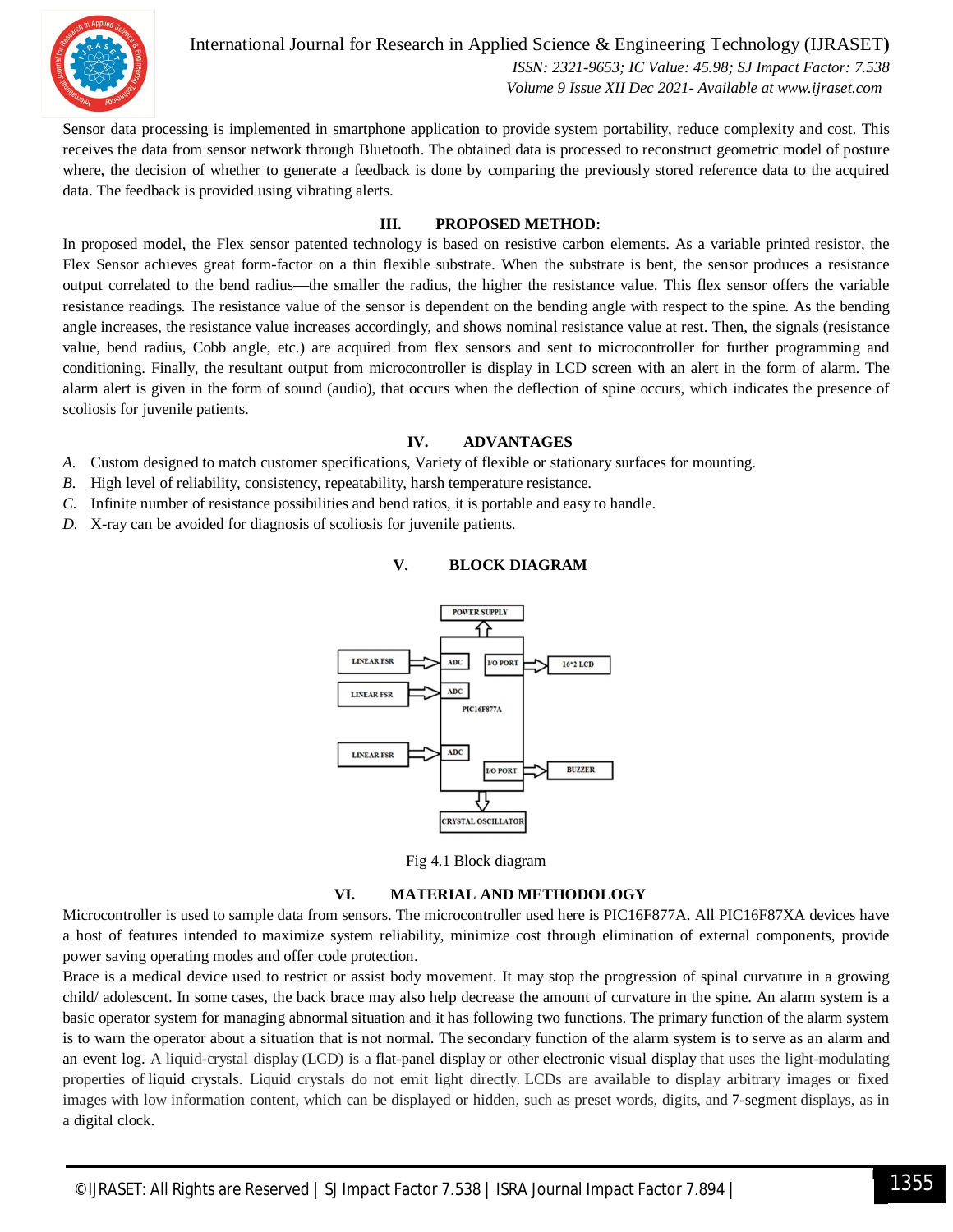Sensor data processing is implemented in smartphone application to provide system portability, reduce complexity and cost. This receives the data from sensor network through Bluetooth. The obtained data is processed to reconstruct geometric model of posture where, the decision of whether to generate a feedback is done by comparing the previously stored reference data to the acquired data. The feedback is provided using vibrating alerts.

## III. PROPOSED METHOD:

In proposed model, the Flex sensor patented technology is based on resistive carbon elements. As a variable printed resistor, the Flex Sensor achieves great form-factor on a thin flexible substrate. When the substrate is bent, the sensor produces a resistance output correlated to the bend radius—the smaller the radius, the higher the resistance value. This flex sensor offers the variable resistance readings. The resistance value of the sensor is dependent on the bending angle with respect to the spine. As the bending angle increases, the resistance value increases accordingly, and shows nominal resistance value at rest. Then, the signals (resistance value, bend radius, Cobb angle, etc.) are acquired from flex sensors and sent to microcontroller for further programming and conditioning. Finally, the resultant output from microcontroller is display in LCD screen with an alert in the form of alarm. The alarm alert is given in the form of sound (audio), that occurs when the deflection of spine occurs, which indicates the presence of scoliosis for juvenile patients.

## IV. ADVANTAGES

*A.* Custom designed to match customer specifications, Variety of flexible or stationary surfaces for mounting.
*B.* High level of reliability, consistency, repeatability, harsh temperature resistance.
*C.* Infinite number of resistance possibilities and bend ratios, it is portable and easy to handle.
*D.* X-ray can be avoided for diagnosis of scoliosis for juvenile patients.

## V. BLOCK DIAGRAM

POWER SUPPLY
LINEAR FSR → ADC
LINEAR FSR → ADC
LINEAR FSR → ADC
PIC16F877A
I/O PORT → 16*2 LCD
I/O PORT → BUZZER
CRYSTAL OSCILLATOR

Fig 4.1 Block diagram

## VI. MATERIAL AND METHODOLOGY

Microcontroller is used to sample data from sensors. The microcontroller used here is PIC16F877A. All PIC16F87XA devices have a host of features intended to maximize system reliability, minimize cost through elimination of external components, provide power saving operating modes and offer code protection.

Brace is a medical device used to restrict or assist body movement. It may stop the progression of spinal curvature in a growing child/ adolescent. In some cases, the back brace may also help decrease the amount of curvature in the spine. An alarm system is a basic operator system for managing abnormal situation and it has following two functions. The primary function of the alarm system is to warn the operator about a situation that is not normal. The secondary function of the alarm system is to serve as an alarm and an event log. A liquid-crystal display (LCD) is a flat-panel display or other electronic visual display that uses the light-modulating properties of liquid crystals. Liquid crystals do not emit light directly. LCDs are available to display arbitrary images or fixed images with low information content, which can be displayed or hidden, such as preset words, digits, and 7-segment displays, as in a digital clock.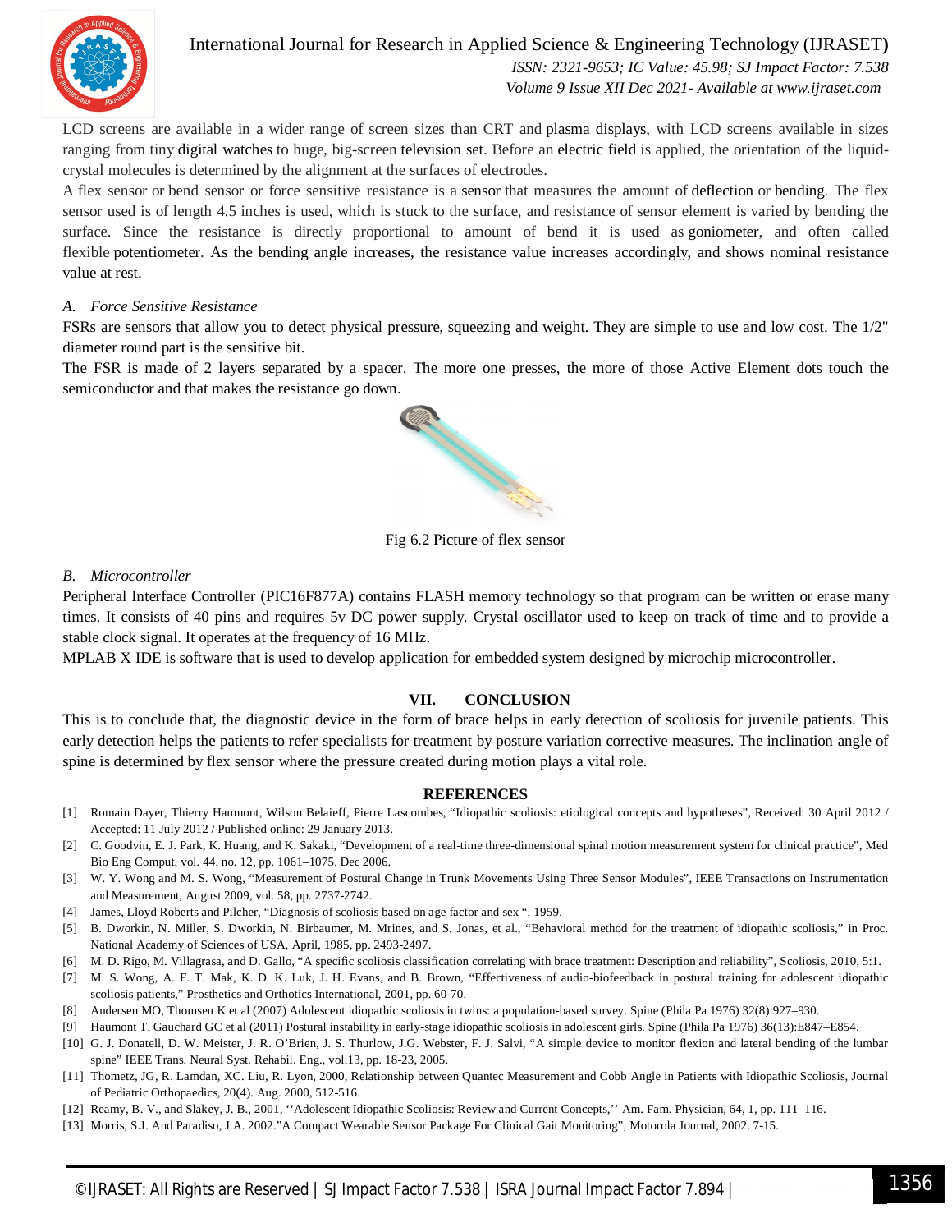LCD screens are available in a wider range of screen sizes than CRT and plasma displays, with LCD screens available in sizes ranging from tiny digital watches to huge, big-screen television set. Before an electric field is applied, the orientation of the liquid-crystal molecules is determined by the alignment at the surfaces of electrodes.

A flex sensor or bend sensor or force sensitive resistance is a sensor that measures the amount of deflection or bending. The flex sensor used is of length 4.5 inches is used, which is stuck to the surface, and resistance of sensor element is varied by bending the surface. Since the resistance is directly proportional to amount of bend it is used as goniometer, and often called flexible potentiometer. As the bending angle increases, the resistance value increases accordingly, and shows nominal resistance value at rest.

### *A. Force Sensitive Resistance*

FSRs are sensors that allow you to detect physical pressure, squeezing and weight. They are simple to use and low cost. The 1/2" diameter round part is the sensitive bit.

The FSR is made of 2 layers separated by a spacer. The more one presses, the more of those Active Element dots touch the semiconductor and that makes the resistance go down.

Fig 6.2 Picture of flex sensor

### *B. Microcontroller*

Peripheral Interface Controller (PIC16F877A) contains FLASH memory technology so that program can be written or erase many times. It consists of 40 pins and requires 5v DC power supply. Crystal oscillator used to keep on track of time and to provide a stable clock signal. It operates at the frequency of 16 MHz.

MPLAB X IDE is software that is used to develop application for embedded system designed by microchip microcontroller.

## VII. CONCLUSION

This is to conclude that, the diagnostic device in the form of brace helps in early detection of scoliosis for juvenile patients. This early detection helps the patients to refer specialists for treatment by posture variation corrective measures. The inclination angle of spine is determined by flex sensor where the pressure created during motion plays a vital role.

## REFERENCES

[1] Romain Dayer, Thierry Haumont, Wilson Belaieff, Pierre Lascombes, "Idiopathic scoliosis: etiological concepts and hypotheses", Received: 30 April 2012 / Accepted: 11 July 2012 / Published online: 29 January 2013.

[2] C. Goodvin, E. J. Park, K. Huang, and K. Sakaki, "Development of a real-time three-dimensional spinal motion measurement system for clinical practice", Med Bio Eng Comput, vol. 44, no. 12, pp. 1061–1075, Dec 2006.

[3] W. Y. Wong and M. S. Wong, "Measurement of Postural Change in Trunk Movements Using Three Sensor Modules", IEEE Transactions on Instrumentation and Measurement, August 2009, vol. 58, pp. 2737-2742.

[4] James, Lloyd Roberts and Pilcher, "Diagnosis of scoliosis based on age factor and sex ", 1959.

[5] B. Dworkin, N. Miller, S. Dworkin, N. Birbaumer, M. Mrines, and S. Jonas, et al., "Behavioral method for the treatment of idiopathic scoliosis," in Proc. National Academy of Sciences of USA, April, 1985, pp. 2493-2497.

[6] M. D. Rigo, M. Villagrasa, and D. Gallo, "A specific scoliosis classification correlating with brace treatment: Description and reliability", Scoliosis, 2010, 5:1.

[7] M. S. Wong, A. F. T. Mak, K. D. K. Luk, J. H. Evans, and B. Brown, "Effectiveness of audio-biofeedback in postural training for adolescent idiopathic scoliosis patients," Prosthetics and Orthotics International, 2001, pp. 60-70.

[8] Andersen MO, Thomsen K et al (2007) Adolescent idiopathic scoliosis in twins: a population-based survey. Spine (Phila Pa 1976) 32(8):927–930.

[9] Haumont T, Gauchard GC et al (2011) Postural instability in early-stage idiopathic scoliosis in adolescent girls. Spine (Phila Pa 1976) 36(13):E847–E854.

[10] G. J. Donatell, D. W. Meister, J. R. O'Brien, J. S. Thurlow, J.G. Webster, F. J. Salvi, "A simple device to monitor flexion and lateral bending of the lumbar spine" IEEE Trans. Neural Syst. Rehabil. Eng., vol.13, pp. 18-23, 2005.

[11] Thometz, JG, R. Lamdan, XC. Liu, R. Lyon, 2000, Relationship between Quantec Measurement and Cobb Angle in Patients with Idiopathic Scoliosis, Journal of Pediatric Orthopaedics, 20(4). Aug. 2000, 512-516.

[12] Reamy, B. V., and Slakey, J. B., 2001, ''Adolescent Idiopathic Scoliosis: Review and Current Concepts,'' Am. Fam. Physician, 64, 1, pp. 111–116.

[13] Morris, S.J. And Paradiso, J.A. 2002."A Compact Wearable Sensor Package For Clinical Gait Monitoring", Motorola Journal, 2002. 7-15.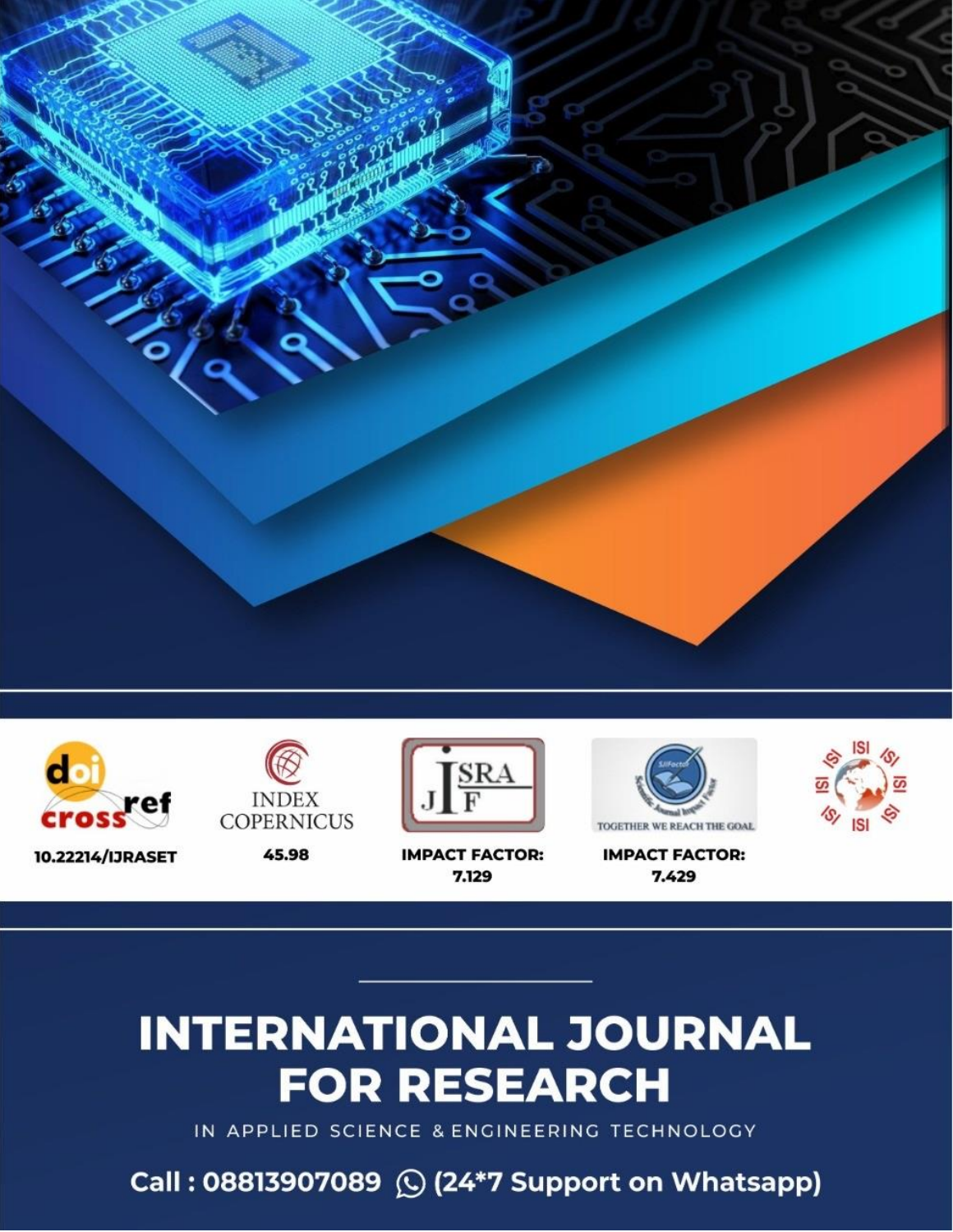10.22214/IJRASET

INDEX COPERNICUS

45.98

IMPACT FACTOR: 7.129

TOGETHER WE REACH THE GOAL

IMPACT FACTOR: 7.429

# INTERNATIONAL JOURNAL FOR RESEARCH

IN APPLIED SCIENCE & ENGINEERING TECHNOLOGY

Call : 08813907089 (24*7 Support on Whatsapp)